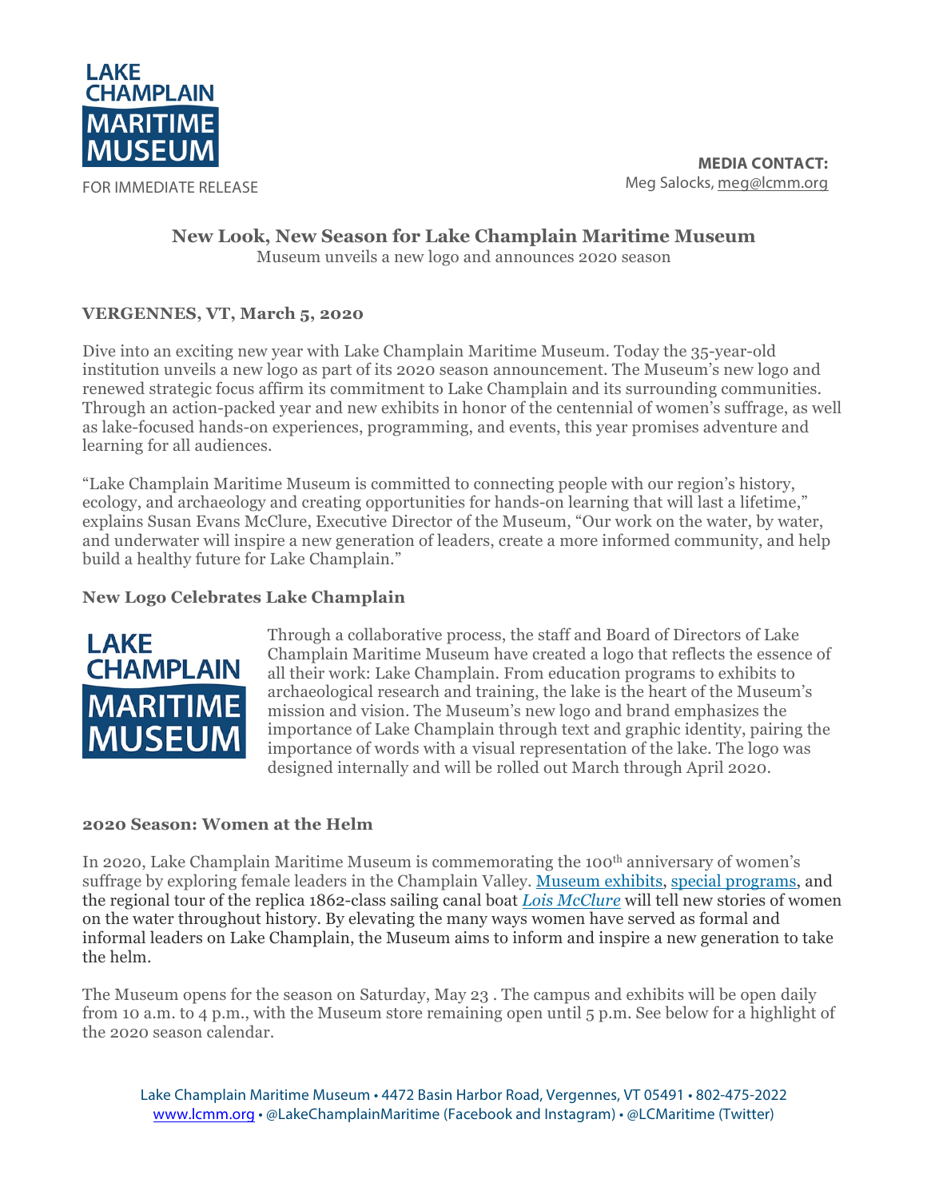LAKE CHAMPLAIN MARITIME MUSEUM

FOR IMMEDIATE RELEASE

**MEDIA CONTACT:**
Meg Salocks, meg@lcmm.org

## New Look, New Season for Lake Champlain Maritime Museum

Museum unveils a new logo and announces 2020 season

**VERGENNES, VT, March 5, 2020**

Dive into an exciting new year with Lake Champlain Maritime Museum. Today the 35-year-old institution unveils a new logo as part of its 2020 season announcement. The Museum's new logo and renewed strategic focus affirm its commitment to Lake Champlain and its surrounding communities. Through an action-packed year and new exhibits in honor of the centennial of women's suffrage, as well as lake-focused hands-on experiences, programming, and events, this year promises adventure and learning for all audiences.

"Lake Champlain Maritime Museum is committed to connecting people with our region's history, ecology, and archaeology and creating opportunities for hands-on learning that will last a lifetime," explains Susan Evans McClure, Executive Director of the Museum, "Our work on the water, by water, and underwater will inspire a new generation of leaders, create a more informed community, and help build a healthy future for Lake Champlain."

### New Logo Celebrates Lake Champlain

LAKE CHAMPLAIN MARITIME MUSEUM

Through a collaborative process, the staff and Board of Directors of Lake Champlain Maritime Museum have created a logo that reflects the essence of all their work: Lake Champlain. From education programs to exhibits to archaeological research and training, the lake is the heart of the Museum's mission and vision. The Museum's new logo and brand emphasizes the importance of Lake Champlain through text and graphic identity, pairing the importance of words with a visual representation of the lake. The logo was designed internally and will be rolled out March through April 2020.

### 2020 Season: Women at the Helm

In 2020, Lake Champlain Maritime Museum is commemorating the 100th anniversary of women's suffrage by exploring female leaders in the Champlain Valley. Museum exhibits, special programs, and the regional tour of the replica 1862-class sailing canal boat *Lois McClure* will tell new stories of women on the water throughout history. By elevating the many ways women have served as formal and informal leaders on Lake Champlain, the Museum aims to inform and inspire a new generation to take the helm.

The Museum opens for the season on Saturday, May 23 . The campus and exhibits will be open daily from 10 a.m. to 4 p.m., with the Museum store remaining open until 5 p.m. See below for a highlight of the 2020 season calendar.

Lake Champlain Maritime Museum • 4472 Basin Harbor Road, Vergennes, VT 05491 • 802-475-2022
www.lcmm.org • @LakeChamplainMaritime (Facebook and Instagram) • @LCMaritime (Twitter)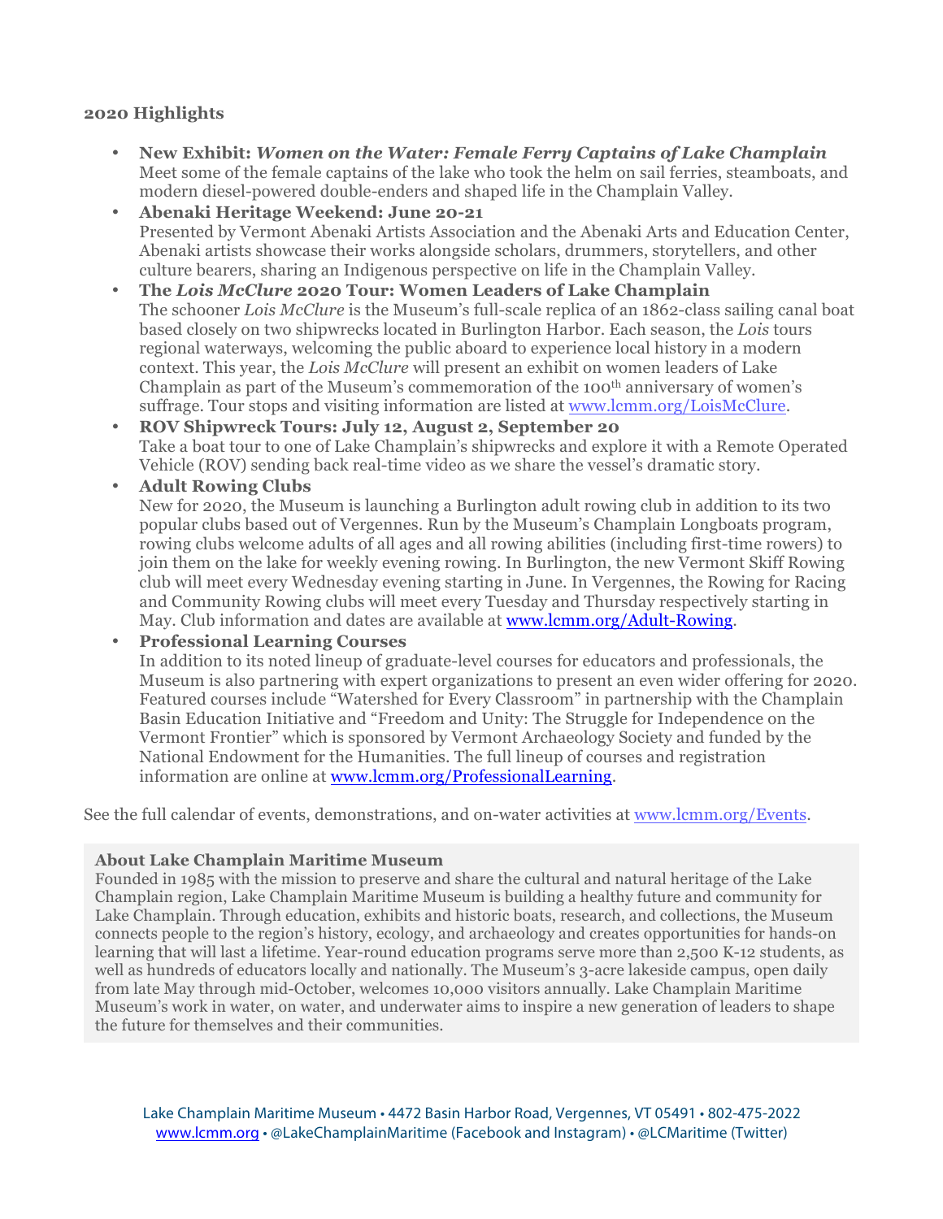**2020 Highlights**

- **New Exhibit: *Women on the Water: Female Ferry Captains of Lake Champlain***
  Meet some of the female captains of the lake who took the helm on sail ferries, steamboats, and modern diesel-powered double-enders and shaped life in the Champlain Valley.
- **Abenaki Heritage Weekend: June 20-21**
  Presented by Vermont Abenaki Artists Association and the Abenaki Arts and Education Center, Abenaki artists showcase their works alongside scholars, drummers, storytellers, and other culture bearers, sharing an Indigenous perspective on life in the Champlain Valley.
- **The *Lois McClure* 2020 Tour: Women Leaders of Lake Champlain**
  The schooner *Lois McClure* is the Museum's full-scale replica of an 1862-class sailing canal boat based closely on two shipwrecks located in Burlington Harbor. Each season, the *Lois* tours regional waterways, welcoming the public aboard to experience local history in a modern context. This year, the *Lois McClure* will present an exhibit on women leaders of Lake Champlain as part of the Museum's commemoration of the 100th anniversary of women's suffrage. Tour stops and visiting information are listed at www.lcmm.org/LoisMcClure.
- **ROV Shipwreck Tours: July 12, August 2, September 20**
  Take a boat tour to one of Lake Champlain's shipwrecks and explore it with a Remote Operated Vehicle (ROV) sending back real-time video as we share the vessel's dramatic story.
- **Adult Rowing Clubs**
  New for 2020, the Museum is launching a Burlington adult rowing club in addition to its two popular clubs based out of Vergennes. Run by the Museum's Champlain Longboats program, rowing clubs welcome adults of all ages and all rowing abilities (including first-time rowers) to join them on the lake for weekly evening rowing. In Burlington, the new Vermont Skiff Rowing club will meet every Wednesday evening starting in June. In Vergennes, the Rowing for Racing and Community Rowing clubs will meet every Tuesday and Thursday respectively starting in May. Club information and dates are available at www.lcmm.org/Adult-Rowing.
- **Professional Learning Courses**
  In addition to its noted lineup of graduate-level courses for educators and professionals, the Museum is also partnering with expert organizations to present an even wider offering for 2020. Featured courses include "Watershed for Every Classroom" in partnership with the Champlain Basin Education Initiative and "Freedom and Unity: The Struggle for Independence on the Vermont Frontier" which is sponsored by Vermont Archaeology Society and funded by the National Endowment for the Humanities. The full lineup of courses and registration information are online at www.lcmm.org/ProfessionalLearning.

See the full calendar of events, demonstrations, and on-water activities at www.lcmm.org/Events.

**About Lake Champlain Maritime Museum**

Founded in 1985 with the mission to preserve and share the cultural and natural heritage of the Lake Champlain region, Lake Champlain Maritime Museum is building a healthy future and community for Lake Champlain. Through education, exhibits and historic boats, research, and collections, the Museum connects people to the region's history, ecology, and archaeology and creates opportunities for hands-on learning that will last a lifetime. Year-round education programs serve more than 2,500 K-12 students, as well as hundreds of educators locally and nationally. The Museum's 3-acre lakeside campus, open daily from late May through mid-October, welcomes 10,000 visitors annually. Lake Champlain Maritime Museum's work in water, on water, and underwater aims to inspire a new generation of leaders to shape the future for themselves and their communities.

Lake Champlain Maritime Museum • 4472 Basin Harbor Road, Vergennes, VT 05491 • 802-475-2022
www.lcmm.org • @LakeChamplainMaritime (Facebook and Instagram) • @LCMaritime (Twitter)